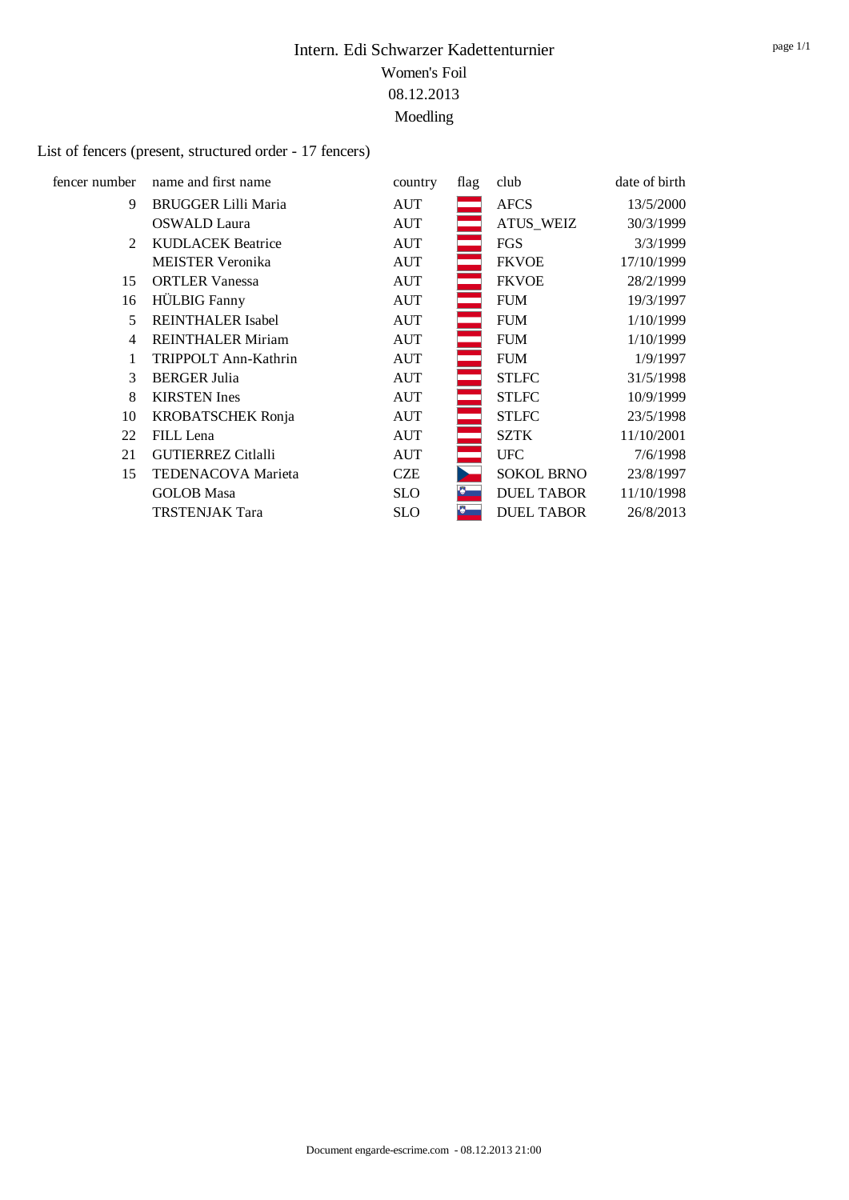# Intern. Edi Schwarzer Kadettenturnier

Women's Foil

08.12.2013

Moedling

List of fencers (present, structured order - 17 fencers)

| fencer number | name and first name | country | flag | club | date of birth |
|---|---|---|---|---|---|
| 9 | BRUGGER Lilli Maria | AUT | | AFCS | 13/5/2000 |
| | OSWALD Laura | AUT | | ATUS_WEIZ | 30/3/1999 |
| 2 | KUDLACEK Beatrice | AUT | | FGS | 3/3/1999 |
| | MEISTER Veronika | AUT | | FKVOE | 17/10/1999 |
| 15 | ORTLER Vanessa | AUT | | FKVOE | 28/2/1999 |
| 16 | HÜLBIG Fanny | AUT | | FUM | 19/3/1997 |
| 5 | REINTHALER Isabel | AUT | | FUM | 1/10/1999 |
| 4 | REINTHALER Miriam | AUT | | FUM | 1/10/1999 |
| 1 | TRIPPOLT Ann-Kathrin | AUT | | FUM | 1/9/1997 |
| 3 | BERGER Julia | AUT | | STLFC | 31/5/1998 |
| 8 | KIRSTEN Ines | AUT | | STLFC | 10/9/1999 |
| 10 | KROBATSCHEK Ronja | AUT | | STLFC | 23/5/1998 |
| 22 | FILL Lena | AUT | | SZTK | 11/10/2001 |
| 21 | GUTIERREZ Citlalli | AUT | | UFC | 7/6/1998 |
| 15 | TEDENACOVA Marieta | CZE | | SOKOL BRNO | 23/8/1997 |
| | GOLOB Masa | SLO | | DUEL TABOR | 11/10/1998 |
| | TRSTENJAK Tara | SLO | | DUEL TABOR | 26/8/2013 |

Document engarde-escrime.com - 08.12.2013 21:00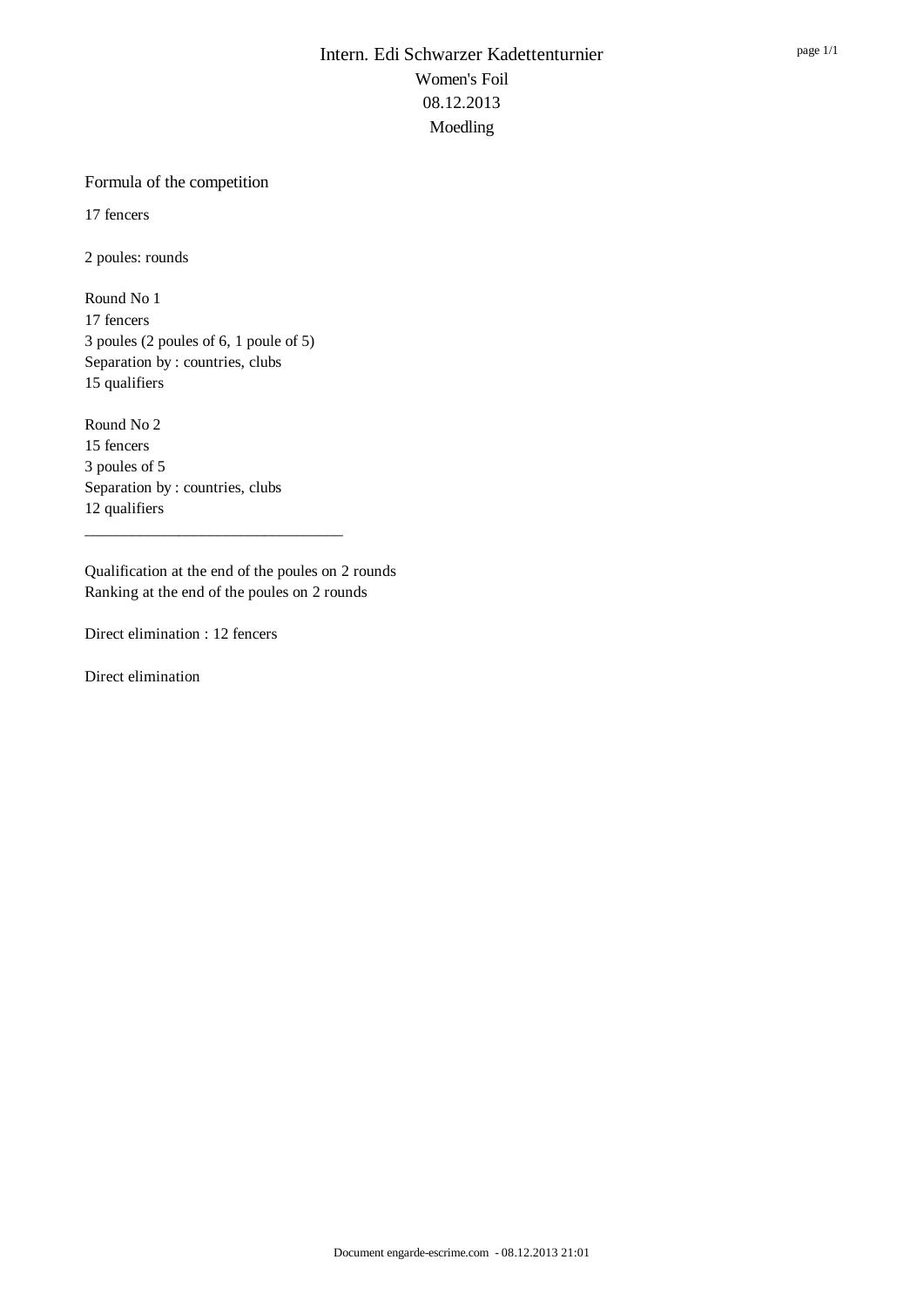# Intern. Edi Schwarzer Kadettenturnier

Women's Foil

08.12.2013

Moedling

## Formula of the competition

17 fencers

2 poules: rounds

Round No 1
17 fencers
3 poules (2 poules of 6, 1 poule of 5)
Separation by : countries, clubs
15 qualifiers

Round No 2
15 fencers
3 poules of 5
Separation by : countries, clubs
12 qualifiers

---

Qualification at the end of the poules on 2 rounds
Ranking at the end of the poules on 2 rounds

Direct elimination : 12 fencers

Direct elimination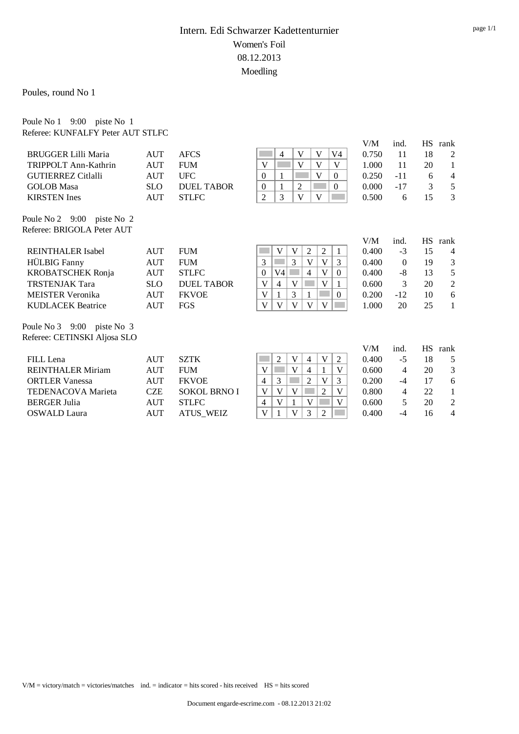# Intern. Edi Schwarzer Kadettenturnier

## Women's Foil

08.12.2013

Moedling

Poules, round No 1

### Poule No 1 9:00 piste No 1

Referee: KUNFALFY Peter AUT STLFC

| Name | Nation | Club | 1 | 2 | 3 | 4 | 5 | V/M | ind. | HS | rank |
|---|---|---|---|---|---|---|---|---|---|---|---|
| BRUGGER Lilli Maria | AUT | AFCS | | 4 | V | V | V4 | 0.750 | 11 | 18 | 2 |
| TRIPPOLT Ann-Kathrin | AUT | FUM | V | | V | V | V | 1.000 | 11 | 20 | 1 |
| GUTIERREZ Citlalli | AUT | UFC | 0 | 1 | | V | 0 | 0.250 | -11 | 6 | 4 |
| GOLOB Masa | SLO | DUEL TABOR | 0 | 1 | 2 | | 0 | 0.000 | -17 | 3 | 5 |
| KIRSTEN Ines | AUT | STLFC | 2 | 3 | V | V | | 0.500 | 6 | 15 | 3 |

### Poule No 2 9:00 piste No 2

Referee: BRIGOLA Peter AUT

| Name | Nation | Club | 1 | 2 | 3 | 4 | 5 | 6 | V/M | ind. | HS | rank |
|---|---|---|---|---|---|---|---|---|---|---|---|---|
| REINTHALER Isabel | AUT | FUM | | V | V | 2 | 2 | 1 | 0.400 | -3 | 15 | 4 |
| HÜLBIG Fanny | AUT | FUM | 3 | | 3 | V | V | 3 | 0.400 | 0 | 19 | 3 |
| KROBATSCHEK Ronja | AUT | STLFC | 0 | V4 | | 4 | V | 0 | 0.400 | -8 | 13 | 5 |
| TRSTENJAK Tara | SLO | DUEL TABOR | V | 4 | V | | V | 1 | 0.600 | 3 | 20 | 2 |
| MEISTER Veronika | AUT | FKVOE | V | 1 | 3 | 1 | | 0 | 0.200 | -12 | 10 | 6 |
| KUDLACEK Beatrice | AUT | FGS | V | V | V | V | V | | 1.000 | 20 | 25 | 1 |

### Poule No 3 9:00 piste No 3

Referee: CETINSKI Aljosa SLO

| Name | Nation | Club | 1 | 2 | 3 | 4 | 5 | 6 | V/M | ind. | HS | rank |
|---|---|---|---|---|---|---|---|---|---|---|---|---|
| FILL Lena | AUT | SZTK | | 2 | V | 4 | V | 2 | 0.400 | -5 | 18 | 5 |
| REINTHALER Miriam | AUT | FUM | V | | V | 4 | 1 | V | 0.600 | 4 | 20 | 3 |
| ORTLER Vanessa | AUT | FKVOE | 4 | 3 | | 2 | V | 3 | 0.200 | -4 | 17 | 6 |
| TEDENACOVA Marieta | CZE | SOKOL BRNO I | V | V | V | | 2 | V | 0.800 | 4 | 22 | 1 |
| BERGER Julia | AUT | STLFC | 4 | V | 1 | V | | V | 0.600 | 5 | 20 | 2 |
| OSWALD Laura | AUT | ATUS_WEIZ | V | 1 | V | 3 | 2 | | 0.400 | -4 | 16 | 4 |

V/M = victory/match = victories/matches ind. = indicator = hits scored - hits received HS = hits scored

Document engarde-escrime.com - 08.12.2013 21:02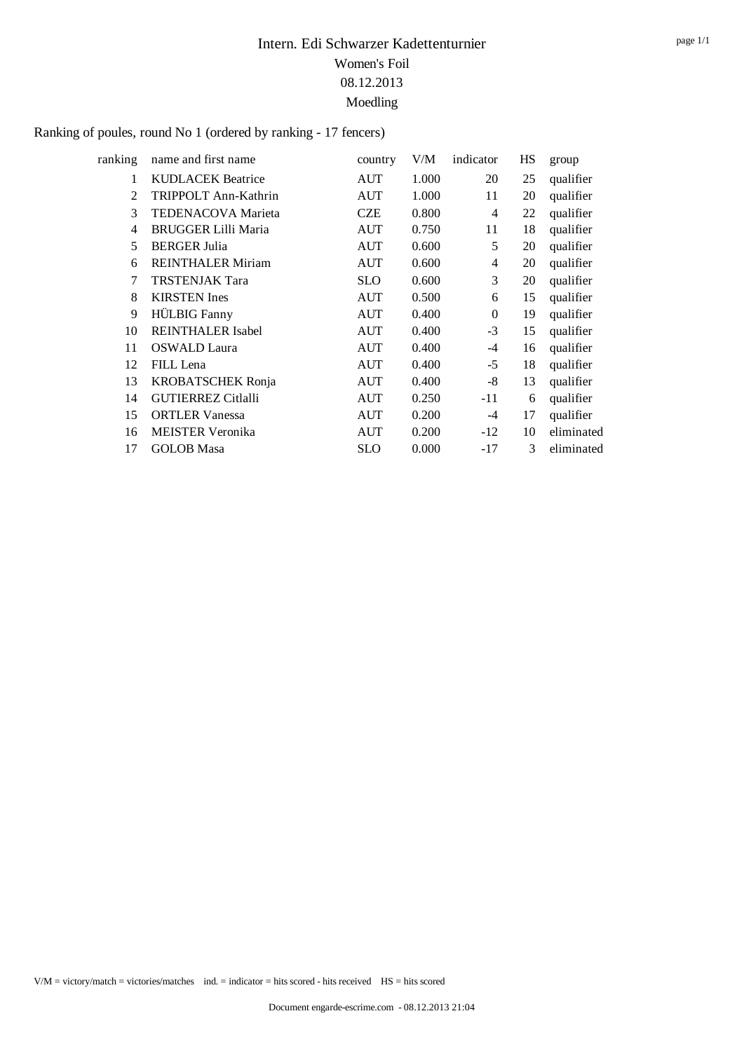# Intern. Edi Schwarzer Kadettenturnier

Women's Foil

08.12.2013

Moedling

Ranking of poules, round No 1 (ordered by ranking - 17 fencers)

| ranking | name and first name | country | V/M | indicator | HS | group |
|---|---|---|---|---|---|---|
| 1 | KUDLACEK Beatrice | AUT | 1.000 | 20 | 25 | qualifier |
| 2 | TRIPPOLT Ann-Kathrin | AUT | 1.000 | 11 | 20 | qualifier |
| 3 | TEDENACOVA Marieta | CZE | 0.800 | 4 | 22 | qualifier |
| 4 | BRUGGER Lilli Maria | AUT | 0.750 | 11 | 18 | qualifier |
| 5 | BERGER Julia | AUT | 0.600 | 5 | 20 | qualifier |
| 6 | REINTHALER Miriam | AUT | 0.600 | 4 | 20 | qualifier |
| 7 | TRSTENJAK Tara | SLO | 0.600 | 3 | 20 | qualifier |
| 8 | KIRSTEN Ines | AUT | 0.500 | 6 | 15 | qualifier |
| 9 | HÜLBIG Fanny | AUT | 0.400 | 0 | 19 | qualifier |
| 10 | REINTHALER Isabel | AUT | 0.400 | -3 | 15 | qualifier |
| 11 | OSWALD Laura | AUT | 0.400 | -4 | 16 | qualifier |
| 12 | FILL Lena | AUT | 0.400 | -5 | 18 | qualifier |
| 13 | KROBATSCHEK Ronja | AUT | 0.400 | -8 | 13 | qualifier |
| 14 | GUTIERREZ Citlalli | AUT | 0.250 | -11 | 6 | qualifier |
| 15 | ORTLER Vanessa | AUT | 0.200 | -4 | 17 | qualifier |
| 16 | MEISTER Veronika | AUT | 0.200 | -12 | 10 | eliminated |
| 17 | GOLOB Masa | SLO | 0.000 | -17 | 3 | eliminated |

V/M = victory/match = victories/matches ind. = indicator = hits scored - hits received HS = hits scored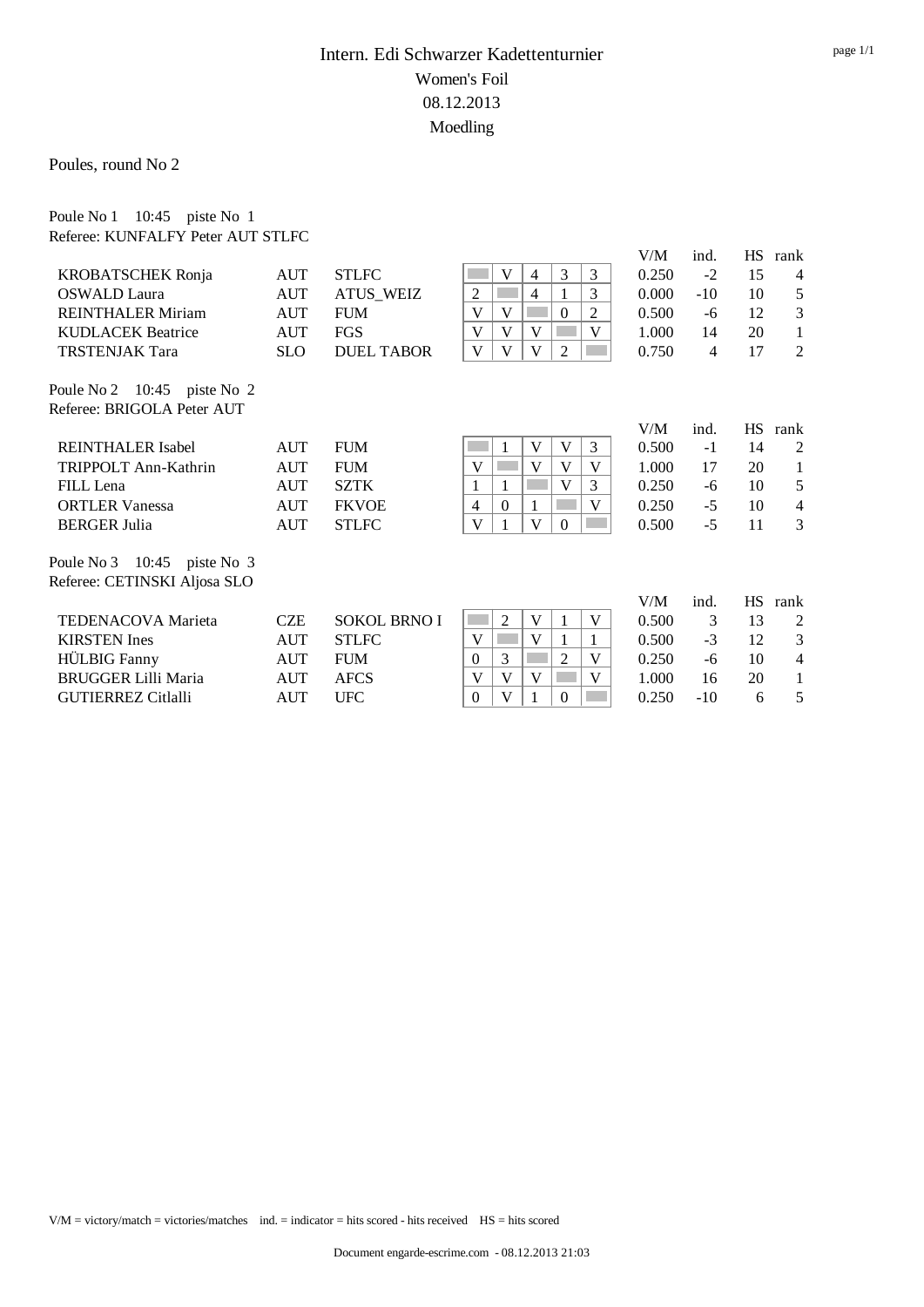# Intern. Edi Schwarzer Kadettenturnier

## Women's Foil

08.12.2013

Moedling

### Poules, round No 2

Poule No 1    10:45    piste No  1
Referee: KUNFALFY Peter AUT STLFC

| Name | Nation | Club | 1 | 2 | 3 | 4 | 5 | V/M | ind. | HS | rank |
|---|---|---|---|---|---|---|---|---|---|---|---|
| KROBATSCHEK Ronja | AUT | STLFC | | V | 4 | 3 | 3 | 0.250 | -2 | 15 | 4 |
| OSWALD Laura | AUT | ATUS_WEIZ | 2 | | 4 | 1 | 3 | 0.000 | -10 | 10 | 5 |
| REINTHALER Miriam | AUT | FUM | V | V | | 0 | 2 | 0.500 | -6 | 12 | 3 |
| KUDLACEK Beatrice | AUT | FGS | V | V | V | | V | 1.000 | 14 | 20 | 1 |
| TRSTENJAK Tara | SLO | DUEL TABOR | V | V | V | 2 | | 0.750 | 4 | 17 | 2 |

Poule No 2    10:45    piste No  2
Referee: BRIGOLA Peter AUT

| Name | Nation | Club | 1 | 2 | 3 | 4 | 5 | V/M | ind. | HS | rank |
|---|---|---|---|---|---|---|---|---|---|---|---|
| REINTHALER Isabel | AUT | FUM | | 1 | V | V | 3 | 0.500 | -1 | 14 | 2 |
| TRIPPOLT Ann-Kathrin | AUT | FUM | V | | V | V | V | 1.000 | 17 | 20 | 1 |
| FILL Lena | AUT | SZTK | 1 | 1 | | V | 3 | 0.250 | -6 | 10 | 5 |
| ORTLER Vanessa | AUT | FKVOE | 4 | 0 | 1 | | V | 0.250 | -5 | 10 | 4 |
| BERGER Julia | AUT | STLFC | V | 1 | V | 0 | | 0.500 | -5 | 11 | 3 |

Poule No 3    10:45    piste No  3
Referee: CETINSKI Aljosa SLO

| Name | Nation | Club | 1 | 2 | 3 | 4 | 5 | V/M | ind. | HS | rank |
|---|---|---|---|---|---|---|---|---|---|---|---|
| TEDENACOVA Marieta | CZE | SOKOL BRNO I | | 2 | V | 1 | V | 0.500 | 3 | 13 | 2 |
| KIRSTEN Ines | AUT | STLFC | V | | V | 1 | 1 | 0.500 | -3 | 12 | 3 |
| HÜLBIG Fanny | AUT | FUM | 0 | 3 | | 2 | V | 0.250 | -6 | 10 | 4 |
| BRUGGER Lilli Maria | AUT | AFCS | V | V | V | | V | 1.000 | 16 | 20 | 1 |
| GUTIERREZ Citlalli | AUT | UFC | 0 | V | 1 | 0 | | 0.250 | -10 | 6 | 5 |

V/M = victory/match = victories/matches    ind. = indicator = hits scored - hits received    HS = hits scored

Document engarde-escrime.com - 08.12.2013 21:03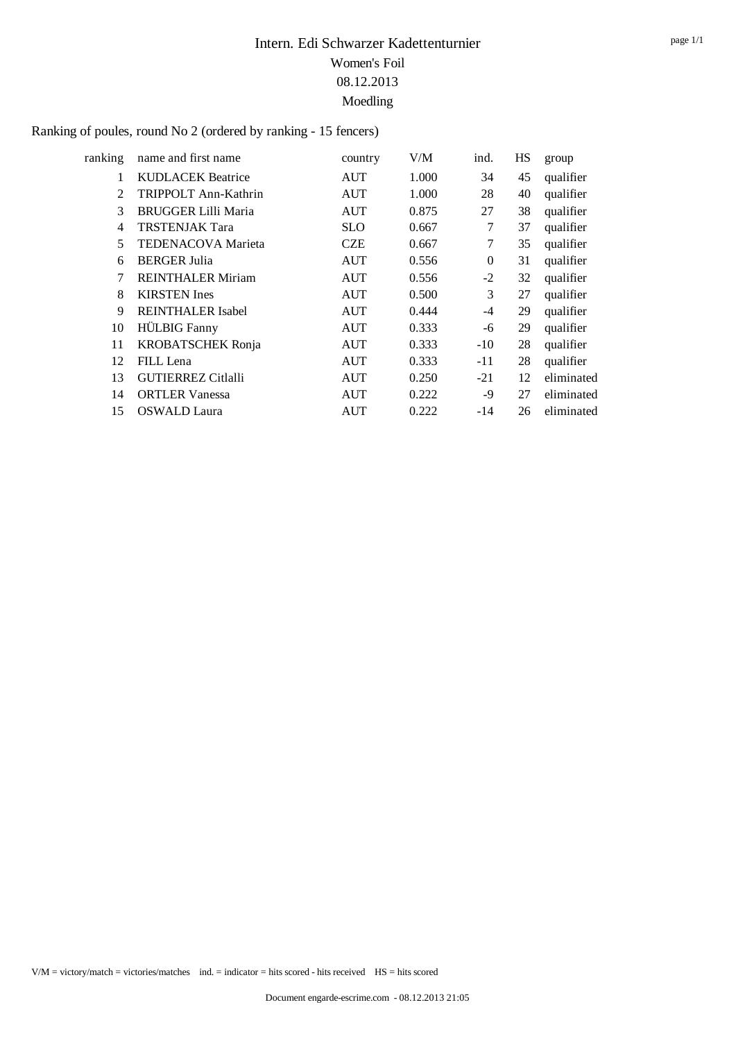# Intern. Edi Schwarzer Kadettenturnier

Women's Foil

08.12.2013

Moedling

Ranking of poules, round No 2 (ordered by ranking - 15 fencers)

| ranking | name and first name | country | V/M | ind. | HS | group |
|---|---|---|---|---|---|---|
| 1 | KUDLACEK Beatrice | AUT | 1.000 | 34 | 45 | qualifier |
| 2 | TRIPPOLT Ann-Kathrin | AUT | 1.000 | 28 | 40 | qualifier |
| 3 | BRUGGER Lilli Maria | AUT | 0.875 | 27 | 38 | qualifier |
| 4 | TRSTENJAK Tara | SLO | 0.667 | 7 | 37 | qualifier |
| 5 | TEDENACOVA Marieta | CZE | 0.667 | 7 | 35 | qualifier |
| 6 | BERGER Julia | AUT | 0.556 | 0 | 31 | qualifier |
| 7 | REINTHALER Miriam | AUT | 0.556 | -2 | 32 | qualifier |
| 8 | KIRSTEN Ines | AUT | 0.500 | 3 | 27 | qualifier |
| 9 | REINTHALER Isabel | AUT | 0.444 | -4 | 29 | qualifier |
| 10 | HÜLBIG Fanny | AUT | 0.333 | -6 | 29 | qualifier |
| 11 | KROBATSCHEK Ronja | AUT | 0.333 | -10 | 28 | qualifier |
| 12 | FILL Lena | AUT | 0.333 | -11 | 28 | qualifier |
| 13 | GUTIERREZ Citlalli | AUT | 0.250 | -21 | 12 | eliminated |
| 14 | ORTLER Vanessa | AUT | 0.222 | -9 | 27 | eliminated |
| 15 | OSWALD Laura | AUT | 0.222 | -14 | 26 | eliminated |

V/M = victory/match = victories/matches ind. = indicator = hits scored - hits received HS = hits scored

Document engarde-escrime.com - 08.12.2013 21:05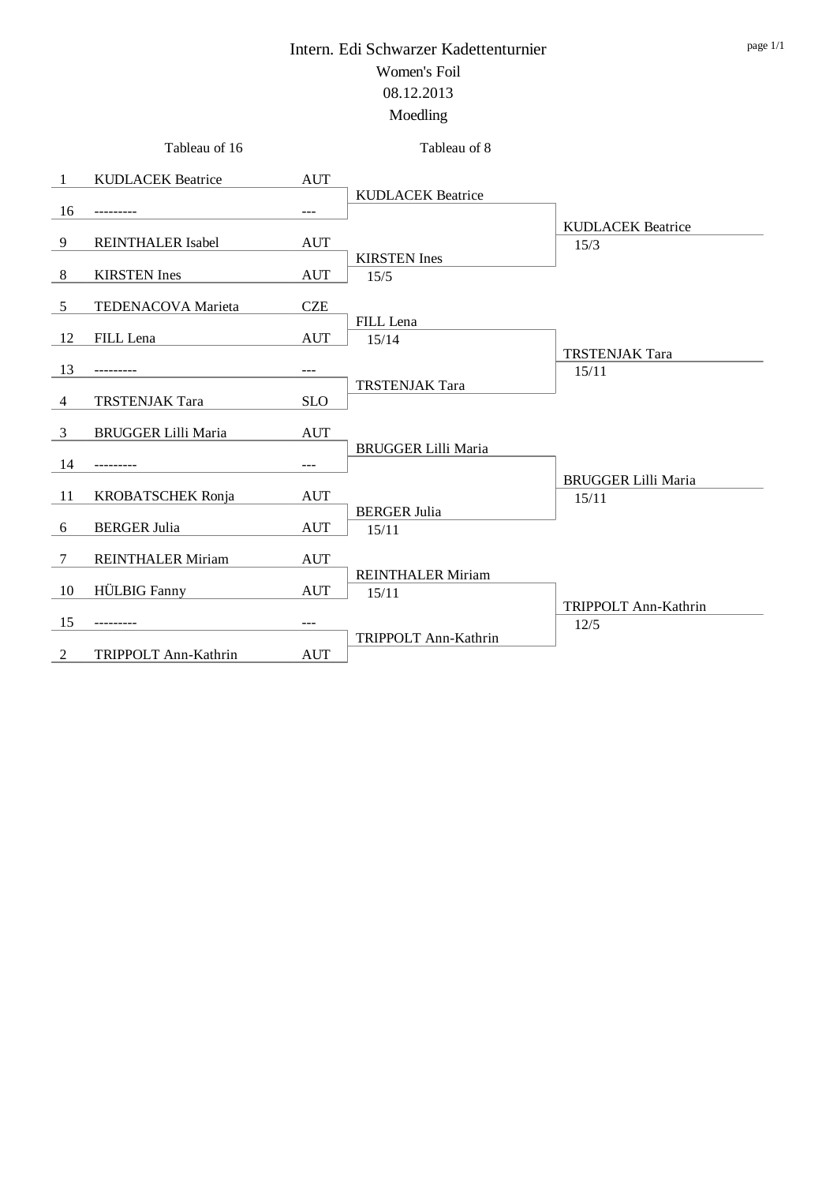# Intern. Edi Schwarzer Kadettenturnier

## Women's Foil

08.12.2013

Moedling

| Seed | Tableau of 16 | Nation | Tableau of 8 | Quarterfinal Result |
|---|---|---|---|---|
| 1 | KUDLACEK Beatrice | AUT | KUDLACEK Beatrice | KUDLACEK Beatrice 15/3 |
| 16 | --------- | --- | | |
| 9 | REINTHALER Isabel | AUT | KIRSTEN Ines 15/5 | |
| 8 | KIRSTEN Ines | AUT | | |
| 5 | TEDENACOVA Marieta | CZE | FILL Lena 15/14 | TRSTENJAK Tara 15/11 |
| 12 | FILL Lena | AUT | | |
| 13 | --------- | --- | TRSTENJAK Tara | |
| 4 | TRSTENJAK Tara | SLO | | |
| 3 | BRUGGER Lilli Maria | AUT | BRUGGER Lilli Maria | BRUGGER Lilli Maria 15/11 |
| 14 | --------- | --- | | |
| 11 | KROBATSCHEK Ronja | AUT | BERGER Julia 15/11 | |
| 6 | BERGER Julia | AUT | | |
| 7 | REINTHALER Miriam | AUT | REINTHALER Miriam 15/11 | TRIPPOLT Ann-Kathrin 12/5 |
| 10 | HÜLBIG Fanny | AUT | | |
| 15 | --------- | --- | TRIPPOLT Ann-Kathrin | |
| 2 | TRIPPOLT Ann-Kathrin | AUT | | |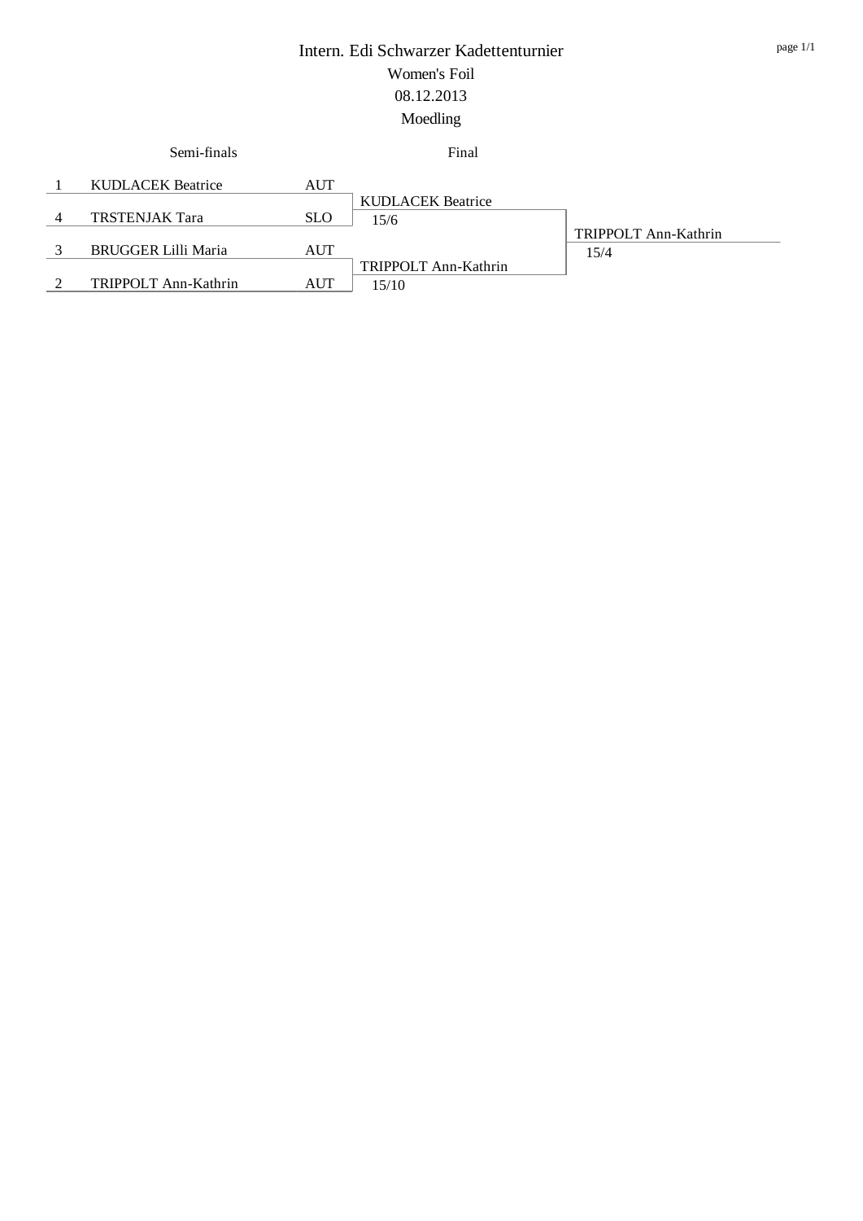# Intern. Edi Schwarzer Kadettenturnier

## Women's Foil

08.12.2013

Moedling

| Seed | Semi-finals | Nation | Final | Winner |
|---|---|---|---|---|
| 1 | KUDLACEK Beatrice | AUT | KUDLACEK Beatrice | TRIPPOLT Ann-Kathrin |
| 4 | TRSTENJAK Tara | SLO | 15/6 | 15/4 |
| 3 | BRUGGER Lilli Maria | AUT | TRIPPOLT Ann-Kathrin | |
| 2 | TRIPPOLT Ann-Kathrin | AUT | 15/10 | |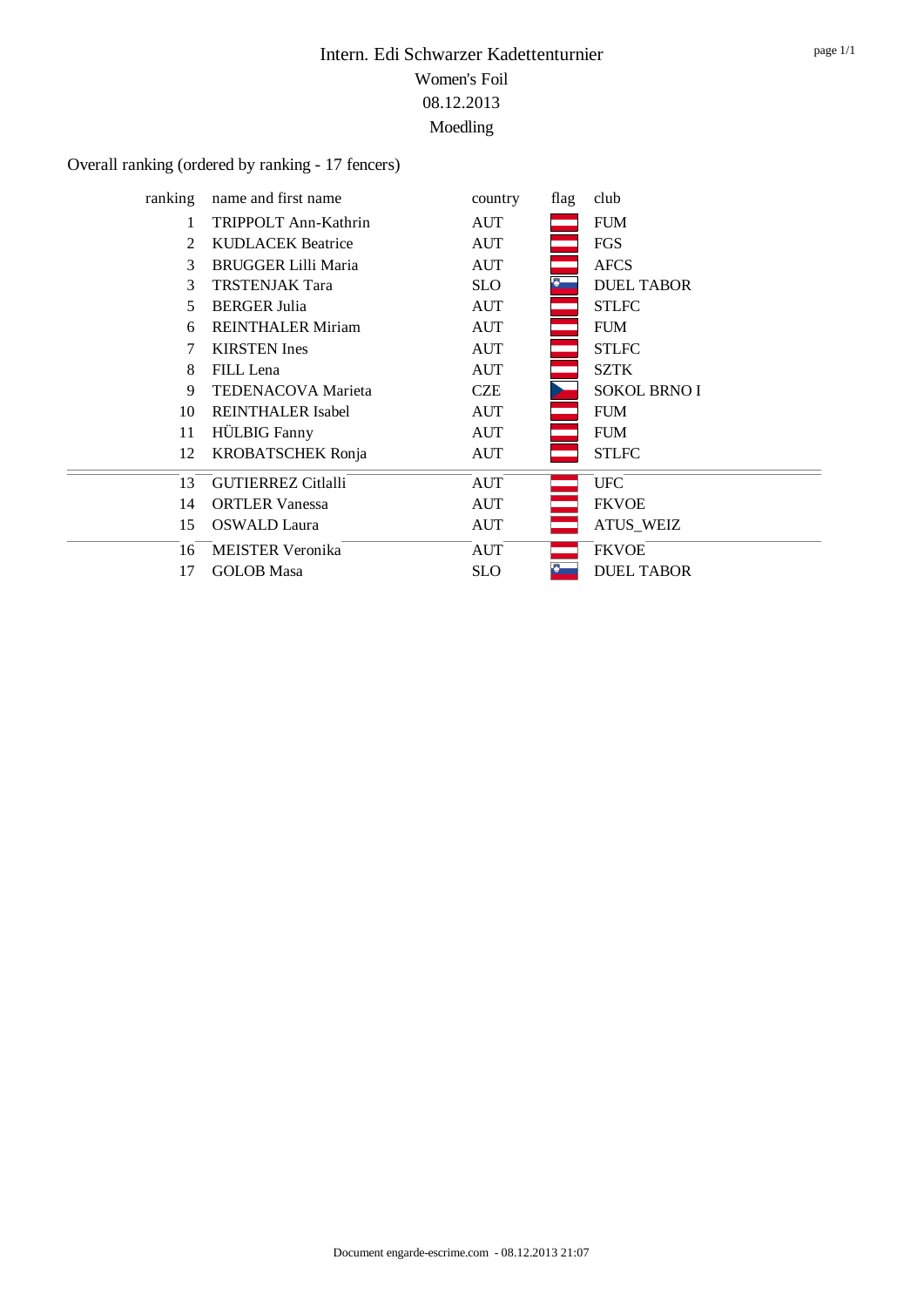# Intern. Edi Schwarzer Kadettenturnier

Women's Foil

08.12.2013

Moedling

Overall ranking (ordered by ranking - 17 fencers)

| ranking | name and first name | country | flag | club |
|---|---|---|---|---|
| 1 | TRIPPOLT Ann-Kathrin | AUT | | FUM |
| 2 | KUDLACEK Beatrice | AUT | | FGS |
| 3 | BRUGGER Lilli Maria | AUT | | AFCS |
| 3 | TRSTENJAK Tara | SLO | | DUEL TABOR |
| 5 | BERGER Julia | AUT | | STLFC |
| 6 | REINTHALER Miriam | AUT | | FUM |
| 7 | KIRSTEN Ines | AUT | | STLFC |
| 8 | FILL Lena | AUT | | SZTK |
| 9 | TEDENACOVA Marieta | CZE | | SOKOL BRNO I |
| 10 | REINTHALER Isabel | AUT | | FUM |
| 11 | HÜLBIG Fanny | AUT | | FUM |
| 12 | KROBATSCHEK Ronja | AUT | | STLFC |
| 13 | GUTIERREZ Citlalli | AUT | | UFC |
| 14 | ORTLER Vanessa | AUT | | FKVOE |
| 15 | OSWALD Laura | AUT | | ATUS_WEIZ |
| 16 | MEISTER Veronika | AUT | | FKVOE |
| 17 | GOLOB Masa | SLO | | DUEL TABOR |

Document engarde-escrime.com - 08.12.2013 21:07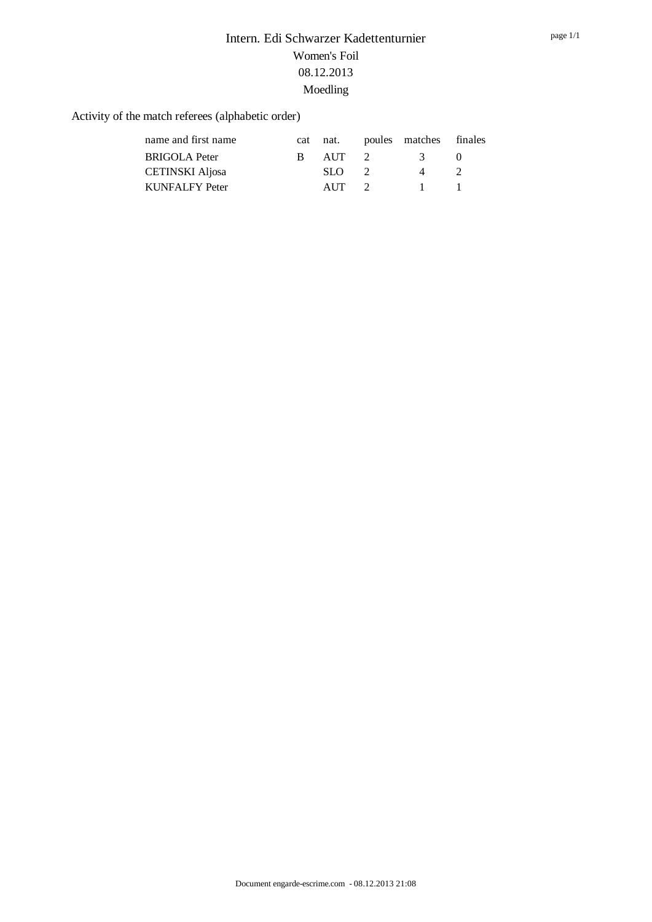# Intern. Edi Schwarzer Kadettenturnier

Women's Foil

08.12.2013

Moedling

Activity of the match referees (alphabetic order)

| name and first name | cat | nat. | poules | matches | finales |
|---|---|---|---|---|---|
| BRIGOLA Peter | B | AUT | 2 | 3 | 0 |
| CETINSKI Aljosa | | SLO | 2 | 4 | 2 |
| KUNFALFY Peter | | AUT | 2 | 1 | 1 |

Document engarde-escrime.com - 08.12.2013 21:08